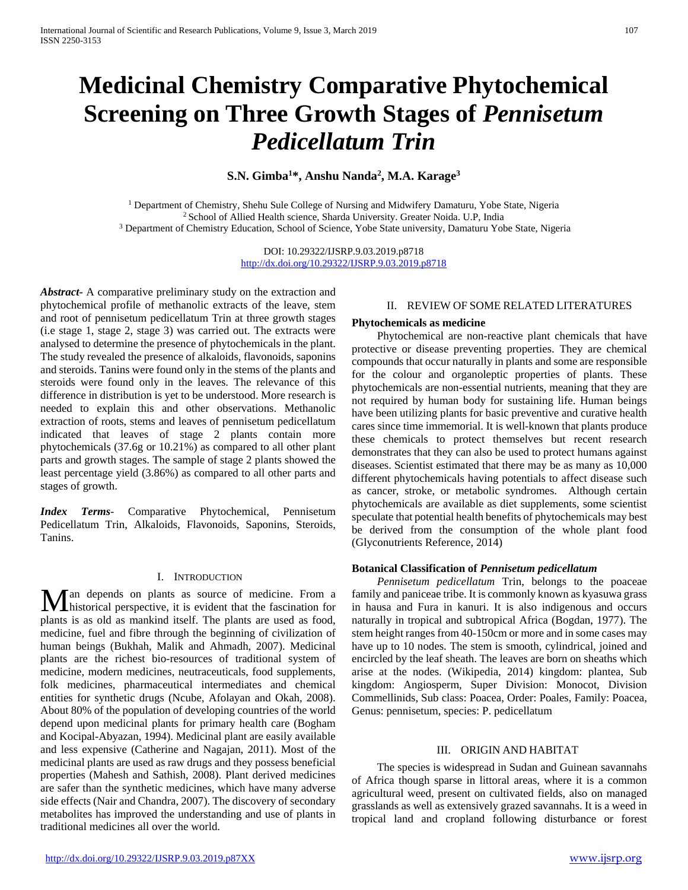# Medicinal Chemistry Comparative Phytochemical Screening on Three Growth Stages of *Pennisetum Pedicellatum Trin*

**S.N. Gimba[1]*, Anshu Nanda[2], M.A. Karage[3]**

[1] Department of Chemistry, Shehu Sule College of Nursing and Midwifery Damaturu, Yobe State, Nigeria
[2] School of Allied Health science, Sharda University. Greater Noida. U.P, India
[3] Department of Chemistry Education, School of Science, Yobe State university, Damaturu Yobe State, Nigeria

DOI: 10.29322/IJSRP.9.03.2019.p8718
http://dx.doi.org/10.29322/IJSRP.9.03.2019.p8718

***Abstract-*** A comparative preliminary study on the extraction and phytochemical profile of methanolic extracts of the leave, stem and root of pennisetum pedicellatum Trin at three growth stages (i.e stage 1, stage 2, stage 3) was carried out. The extracts were analysed to determine the presence of phytochemicals in the plant. The study revealed the presence of alkaloids, flavonoids, saponins and steroids. Tanins were found only in the stems of the plants and steroids were found only in the leaves. The relevance of this difference in distribution is yet to be understood. More research is needed to explain this and other observations. Methanolic extraction of roots, stems and leaves of pennisetum pedicellatum indicated that leaves of stage 2 plants contain more phytochemicals (37.6g or 10.21%) as compared to all other plant parts and growth stages. The sample of stage 2 plants showed the least percentage yield (3.86%) as compared to all other parts and stages of growth.

***Index Terms*-** Comparative Phytochemical, Pennisetum Pedicellatum Trin, Alkaloids, Flavonoids, Saponins, Steroids, Tanins.

## I. Introduction

Man depends on plants as source of medicine. From a historical perspective, it is evident that the fascination for plants is as old as mankind itself. The plants are used as food, medicine, fuel and fibre through the beginning of civilization of human beings (Bukhah, Malik and Ahmadh, 2007). Medicinal plants are the richest bio-resources of traditional system of medicine, modern medicines, neutraceuticals, food supplements, folk medicines, pharmaceutical intermediates and chemical entities for synthetic drugs (Ncube, Afolayan and Okah, 2008). About 80% of the population of developing countries of the world depend upon medicinal plants for primary health care (Bogham and Kocipal-Abyazan, 1994). Medicinal plant are easily available and less expensive (Catherine and Nagajan, 2011). Most of the medicinal plants are used as raw drugs and they possess beneficial properties (Mahesh and Sathish, 2008). Plant derived medicines are safer than the synthetic medicines, which have many adverse side effects (Nair and Chandra, 2007). The discovery of secondary metabolites has improved the understanding and use of plants in traditional medicines all over the world.

## II. Review of Some Related Literatures

**Phytochemicals as medicine**

Phytochemical are non-reactive plant chemicals that have protective or disease preventing properties. They are chemical compounds that occur naturally in plants and some are responsible for the colour and organoleptic properties of plants. These phytochemicals are non-essential nutrients, meaning that they are not required by human body for sustaining life. Human beings have been utilizing plants for basic preventive and curative health cares since time immemorial. It is well-known that plants produce these chemicals to protect themselves but recent research demonstrates that they can also be used to protect humans against diseases. Scientist estimated that there may be as many as 10,000 different phytochemicals having potentials to affect disease such as cancer, stroke, or metabolic syndromes. Although certain phytochemicals are available as diet supplements, some scientist speculate that potential health benefits of phytochemicals may best be derived from the consumption of the whole plant food (Glyconutrients Reference, 2014)

**Botanical Classification of *Pennisetum pedicellatum***

*Pennisetum pedicellatum* Trin, belongs to the poaceae family and paniceae tribe. It is commonly known as kyasuwa grass in hausa and Fura in kanuri. It is also indigenous and occurs naturally in tropical and subtropical Africa (Bogdan, 1977). The stem height ranges from 40-150cm or more and in some cases may have up to 10 nodes. The stem is smooth, cylindrical, joined and encircled by the leaf sheath. The leaves are born on sheaths which arise at the nodes. (Wikipedia, 2014) kingdom: plantea, Sub kingdom: Angiosperm, Super Division: Monocot, Division Commellinids, Sub class: Poacea, Order: Poales, Family: Poacea, Genus: pennisetum, species: P. pedicellatum

## III. Origin and Habitat

The species is widespread in Sudan and Guinean savannahs of Africa though sparse in littoral areas, where it is a common agricultural weed, present on cultivated fields, also on managed grasslands as well as extensively grazed savannahs. It is a weed in tropical land and cropland following disturbance or forest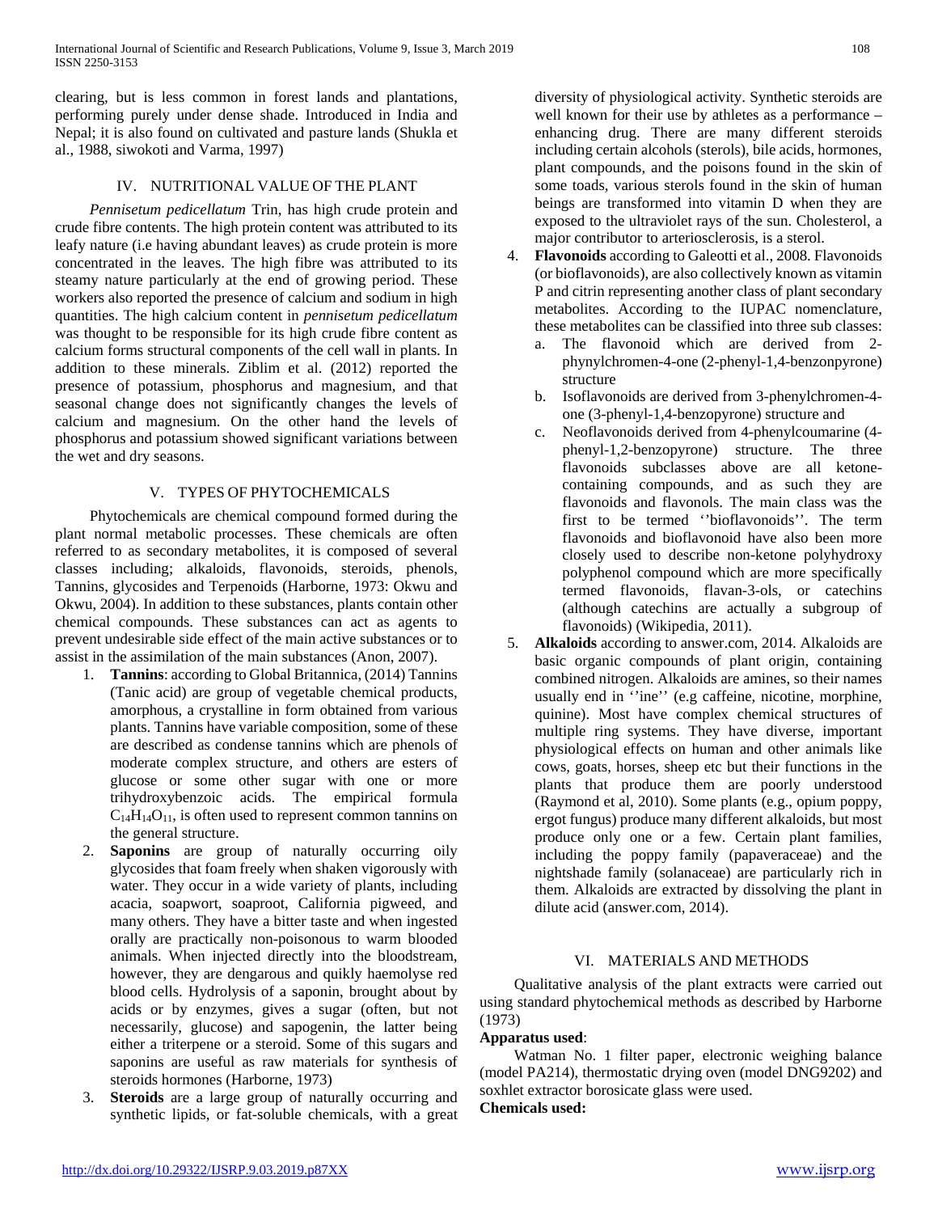clearing, but is less common in forest lands and plantations, performing purely under dense shade. Introduced in India and Nepal; it is also found on cultivated and pasture lands (Shukla et al., 1988, siwokoti and Varma, 1997)

## IV. NUTRITIONAL VALUE OF THE PLANT

*Pennisetum pedicellatum* Trin, has high crude protein and crude fibre contents. The high protein content was attributed to its leafy nature (i.e having abundant leaves) as crude protein is more concentrated in the leaves. The high fibre was attributed to its steamy nature particularly at the end of growing period. These workers also reported the presence of calcium and sodium in high quantities. The high calcium content in *pennisetum pedicellatum* was thought to be responsible for its high crude fibre content as calcium forms structural components of the cell wall in plants. In addition to these minerals. Ziblim et al. (2012) reported the presence of potassium, phosphorus and magnesium, and that seasonal change does not significantly changes the levels of calcium and magnesium. On the other hand the levels of phosphorus and potassium showed significant variations between the wet and dry seasons.

## V. TYPES OF PHYTOCHEMICALS

Phytochemicals are chemical compound formed during the plant normal metabolic processes. These chemicals are often referred to as secondary metabolites, it is composed of several classes including; alkaloids, flavonoids, steroids, phenols, Tannins, glycosides and Terpenoids (Harborne, 1973: Okwu and Okwu, 2004). In addition to these substances, plants contain other chemical compounds. These substances can act as agents to prevent undesirable side effect of the main active substances or to assist in the assimilation of the main substances (Anon, 2007).

1. **Tannins**: according to Global Britannica, (2014) Tannins (Tanic acid) are group of vegetable chemical products, amorphous, a crystalline in form obtained from various plants. Tannins have variable composition, some of these are described as condense tannins which are phenols of moderate complex structure, and others are esters of glucose or some other sugar with one or more trihydroxybenzoic acids. The empirical formula $C_{14}H_{14}O_{11}$, is often used to represent common tannins on the general structure.
2. **Saponins** are group of naturally occurring oily glycosides that foam freely when shaken vigorously with water. They occur in a wide variety of plants, including acacia, soapwort, soaproot, California pigweed, and many others. They have a bitter taste and when ingested orally are practically non-poisonous to warm blooded animals. When injected directly into the bloodstream, however, they are dengarous and quikly haemolyse red blood cells. Hydrolysis of a saponin, brought about by acids or by enzymes, gives a sugar (often, but not necessarily, glucose) and sapogenin, the latter being either a triterpene or a steroid. Some of this sugars and saponins are useful as raw materials for synthesis of steroids hormones (Harborne, 1973)
3. **Steroids** are a large group of naturally occurring and synthetic lipids, or fat-soluble chemicals, with a great diversity of physiological activity. Synthetic steroids are well known for their use by athletes as a performance – enhancing drug. There are many different steroids including certain alcohols (sterols), bile acids, hormones, plant compounds, and the poisons found in the skin of some toads, various sterols found in the skin of human beings are transformed into vitamin D when they are exposed to the ultraviolet rays of the sun. Cholesterol, a major contributor to arteriosclerosis, is a sterol.
4. **Flavonoids** according to Galeotti et al., 2008. Flavonoids (or bioflavonoids), are also collectively known as vitamin P and citrin representing another class of plant secondary metabolites. According to the IUPAC nomenclature, these metabolites can be classified into three sub classes:
   a. The flavonoid which are derived from 2-phynylchromen-4-one (2-phenyl-1,4-benzonpyrone) structure
   b. Isoflavonoids are derived from 3-phenylchromen-4-one (3-phenyl-1,4-benzopyrone) structure and
   c. Neoflavonoids derived from 4-phenylcoumarine (4-phenyl-1,2-benzopyrone) structure. The three flavonoids subclasses above are all ketone-containing compounds, and as such they are flavonoids and flavonols. The main class was the first to be termed ''bioflavonoids''. The term flavonoids and bioflavonoid have also been more closely used to describe non-ketone polyhydroxy polyphenol compound which are more specifically termed flavonoids, flavan-3-ols, or catechins (although catechins are actually a subgroup of flavonoids) (Wikipedia, 2011).
5. **Alkaloids** according to answer.com, 2014. Alkaloids are basic organic compounds of plant origin, containing combined nitrogen. Alkaloids are amines, so their names usually end in ''ine'' (e.g caffeine, nicotine, morphine, quinine). Most have complex chemical structures of multiple ring systems. They have diverse, important physiological effects on human and other animals like cows, goats, horses, sheep etc but their functions in the plants that produce them are poorly understood (Raymond et al, 2010). Some plants (e.g., opium poppy, ergot fungus) produce many different alkaloids, but most produce only one or a few. Certain plant families, including the poppy family (papaveraceae) and the nightshade family (solanaceae) are particularly rich in them. Alkaloids are extracted by dissolving the plant in dilute acid (answer.com, 2014).

## VI. MATERIALS AND METHODS

Qualitative analysis of the plant extracts were carried out using standard phytochemical methods as described by Harborne (1973)

**Apparatus used**:

Watman No. 1 filter paper, electronic weighing balance (model PA214), thermostatic drying oven (model DNG9202) and soxhlet extractor borosicate glass were used.

**Chemicals used:**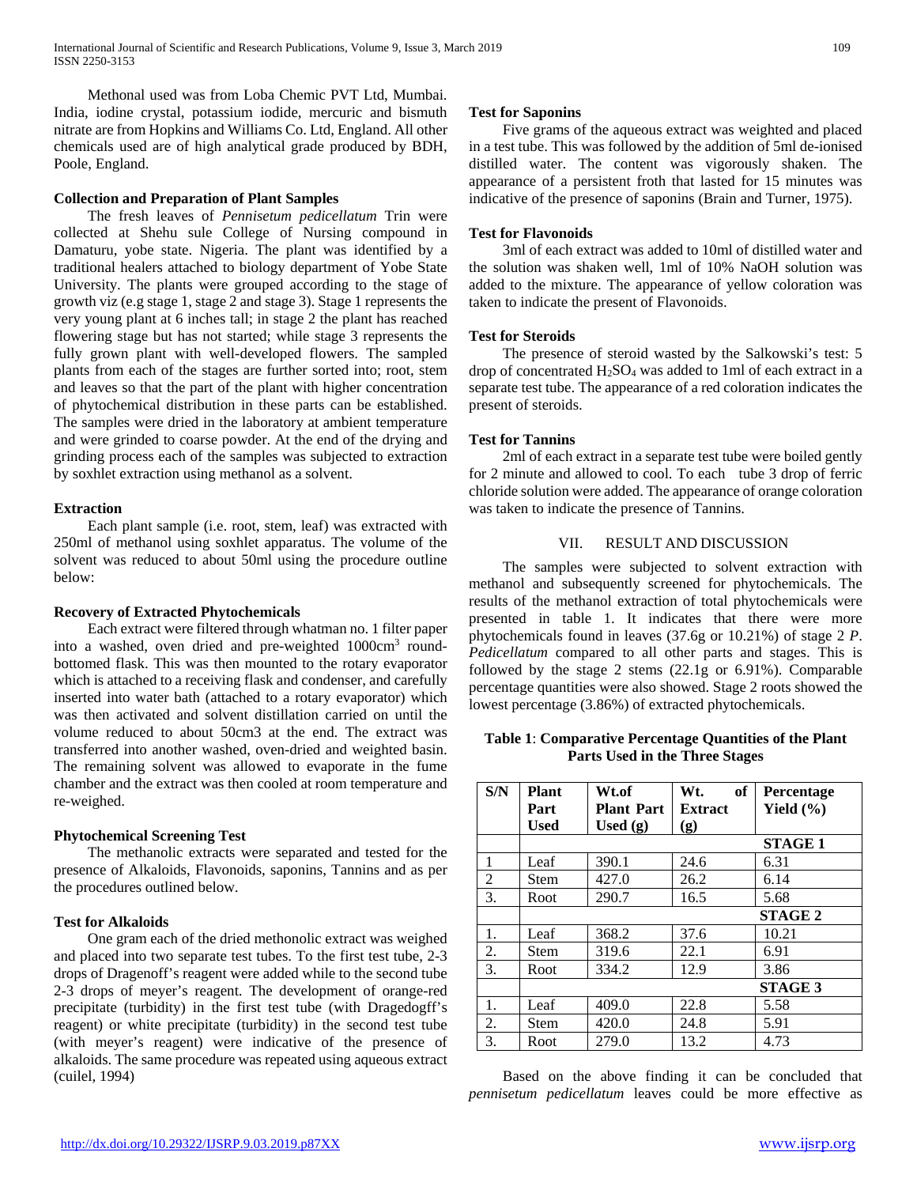Methonal used was from Loba Chemic PVT Ltd, Mumbai. India, iodine crystal, potassium iodide, mercuric and bismuth nitrate are from Hopkins and Williams Co. Ltd, England. All other chemicals used are of high analytical grade produced by BDH, Poole, England.

**Collection and Preparation of Plant Samples**

The fresh leaves of *Pennisetum pedicellatum* Trin were collected at Shehu sule College of Nursing compound in Damaturu, yobe state. Nigeria. The plant was identified by a traditional healers attached to biology department of Yobe State University. The plants were grouped according to the stage of growth viz (e.g stage 1, stage 2 and stage 3). Stage 1 represents the very young plant at 6 inches tall; in stage 2 the plant has reached flowering stage but has not started; while stage 3 represents the fully grown plant with well-developed flowers. The sampled plants from each of the stages are further sorted into; root, stem and leaves so that the part of the plant with higher concentration of phytochemical distribution in these parts can be established. The samples were dried in the laboratory at ambient temperature and were grinded to coarse powder. At the end of the drying and grinding process each of the samples was subjected to extraction by soxhlet extraction using methanol as a solvent.

**Extraction**

Each plant sample (i.e. root, stem, leaf) was extracted with 250ml of methanol using soxhlet apparatus. The volume of the solvent was reduced to about 50ml using the procedure outline below:

**Recovery of Extracted Phytochemicals**

Each extract were filtered through whatman no. 1 filter paper into a washed, oven dried and pre-weighted $1000cm^3$ round-bottomed flask. This was then mounted to the rotary evaporator which is attached to a receiving flask and condenser, and carefully inserted into water bath (attached to a rotary evaporator) which was then activated and solvent distillation carried on until the volume reduced to about 50cm3 at the end. The extract was transferred into another washed, oven-dried and weighted basin. The remaining solvent was allowed to evaporate in the fume chamber and the extract was then cooled at room temperature and re-weighed.

**Phytochemical Screening Test**

The methanolic extracts were separated and tested for the presence of Alkaloids, Flavonoids, saponins, Tannins and as per the procedures outlined below.

**Test for Alkaloids**

One gram each of the dried methonolic extract was weighed and placed into two separate test tubes. To the first test tube, 2-3 drops of Dragenoff's reagent were added while to the second tube 2-3 drops of meyer's reagent. The development of orange-red precipitate (turbidity) in the first test tube (with Dragedogff's reagent) or white precipitate (turbidity) in the second test tube (with meyer's reagent) were indicative of the presence of alkaloids. The same procedure was repeated using aqueous extract (cuilel, 1994)

**Test for Saponins**

Five grams of the aqueous extract was weighted and placed in a test tube. This was followed by the addition of 5ml de-ionised distilled water. The content was vigorously shaken. The appearance of a persistent froth that lasted for 15 minutes was indicative of the presence of saponins (Brain and Turner, 1975).

**Test for Flavonoids**

3ml of each extract was added to 10ml of distilled water and the solution was shaken well, 1ml of 10% NaOH solution was added to the mixture. The appearance of yellow coloration was taken to indicate the present of Flavonoids.

**Test for Steroids**

The presence of steroid wasted by the Salkowski's test: 5 drop of concentrated $H_2SO_4$ was added to 1ml of each extract in a separate test tube. The appearance of a red coloration indicates the present of steroids.

**Test for Tannins**

2ml of each extract in a separate test tube were boiled gently for 2 minute and allowed to cool. To each tube 3 drop of ferric chloride solution were added. The appearance of orange coloration was taken to indicate the presence of Tannins.

## VII. RESULT AND DISCUSSION

The samples were subjected to solvent extraction with methanol and subsequently screened for phytochemicals. The results of the methanol extraction of total phytochemicals were presented in table 1. It indicates that there were more phytochemicals found in leaves (37.6g or 10.21%) of stage 2 *P. Pedicellatum* compared to all other parts and stages. This is followed by the stage 2 stems (22.1g or 6.91%). Comparable percentage quantities were also showed. Stage 2 roots showed the lowest percentage (3.86%) of extracted phytochemicals.

**Table 1**: **Comparative Percentage Quantities of the Plant Parts Used in the Three Stages**

| S/N | Plant Part Used | Wt.of Plant Part Used (g) | Wt. of Extract (g) | Percentage Yield (%) |
|---|---|---|---|---|
| | | | | **STAGE 1** |
| 1 | Leaf | 390.1 | 24.6 | 6.31 |
| 2 | Stem | 427.0 | 26.2 | 6.14 |
| 3. | Root | 290.7 | 16.5 | 5.68 |
| | | | | **STAGE 2** |
| 1. | Leaf | 368.2 | 37.6 | 10.21 |
| 2. | Stem | 319.6 | 22.1 | 6.91 |
| 3. | Root | 334.2 | 12.9 | 3.86 |
| | | | | **STAGE 3** |
| 1. | Leaf | 409.0 | 22.8 | 5.58 |
| 2. | Stem | 420.0 | 24.8 | 5.91 |
| 3. | Root | 279.0 | 13.2 | 4.73 |

Based on the above finding it can be concluded that *pennisetum pedicellatum* leaves could be more effective as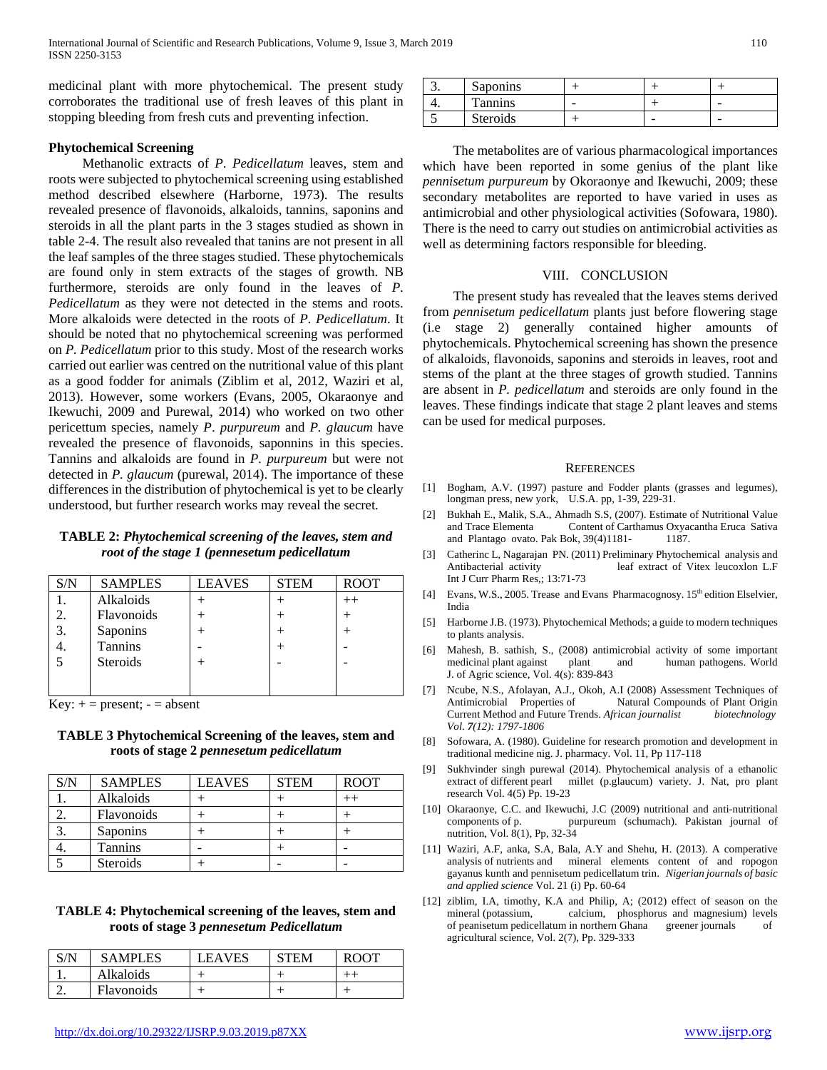medicinal plant with more phytochemical. The present study corroborates the traditional use of fresh leaves of this plant in stopping bleeding from fresh cuts and preventing infection.

**Phytochemical Screening**

Methanolic extracts of *P. Pedicellatum* leaves, stem and roots were subjected to phytochemical screening using established method described elsewhere (Harborne, 1973). The results revealed presence of flavonoids, alkaloids, tannins, saponins and steroids in all the plant parts in the 3 stages studied as shown in table 2-4. The result also revealed that tanins are not present in all the leaf samples of the three stages studied. These phytochemicals are found only in stem extracts of the stages of growth. NB furthermore, steroids are only found in the leaves of *P. Pedicellatum* as they were not detected in the stems and roots. More alkaloids were detected in the roots of *P. Pedicellatum*. It should be noted that no phytochemical screening was performed on *P. Pedicellatum* prior to this study. Most of the research works carried out earlier was centred on the nutritional value of this plant as a good fodder for animals (Ziblim et al, 2012, Waziri et al, 2013). However, some workers (Evans, 2005, Okaraonye and Ikewuchi, 2009 and Purewal, 2014) who worked on two other pericettum species, namely *P. purpureum* and *P. glaucum* have revealed the presence of flavonoids, saponnins in this species. Tannins and alkaloids are found in *P. purpureum* but were not detected in *P. glaucum* (purewal, 2014). The importance of these differences in the distribution of phytochemical is yet to be clearly understood, but further research works may reveal the secret.

**TABLE 2: *Phytochemical screening of the leaves, stem and root of the stage 1 (pennesetum pedicellatum***

| S/N | SAMPLES | LEAVES | STEM | ROOT |
|---|---|---|---|---|
| 1. | Alkaloids | + | + | ++ |
| 2. | Flavonoids | + | + | + |
| 3. | Saponins | + | + | + |
| 4. | Tannins | - | + | - |
| 5 | Steroids | + | - | - |

Key: + = present; - = absent

**TABLE 3 Phytochemical Screening of the leaves, stem and roots of stage 2 *pennesetum pedicellatum***

| S/N | SAMPLES | LEAVES | STEM | ROOT |
|---|---|---|---|---|
| 1. | Alkaloids | + | + | ++ |
| 2. | Flavonoids | + | + | + |
| 3. | Saponins | + | + | + |
| 4. | Tannins | - | + | - |
| 5 | Steroids | + | - | - |

**TABLE 4: Phytochemical screening of the leaves, stem and roots of stage 3 *pennesetum Pedicellatum***

| S/N | SAMPLES | LEAVES | STEM | ROOT |
|---|---|---|---|---|
| 1. | Alkaloids | + | + | ++ |
| 2. | Flavonoids | + | + | + |
| 3. | Saponins | + | + | + |
| 4. | Tannins | - | + | - |
| 5 | Steroids | + | - | - |

The metabolites are of various pharmacological importances which have been reported in some genius of the plant like *pennisetum purpureum* by Okoraonye and Ikewuchi, 2009; these secondary metabolites are reported to have varied in uses as antimicrobial and other physiological activities (Sofowara, 1980). There is the need to carry out studies on antimicrobial activities as well as determining factors responsible for bleeding.

## VIII. Conclusion

The present study has revealed that the leaves stems derived from *pennisetum pedicellatum* plants just before flowering stage (i.e stage 2) generally contained higher amounts of phytochemicals. Phytochemical screening has shown the presence of alkaloids, flavonoids, saponins and steroids in leaves, root and stems of the plant at the three stages of growth studied. Tannins are absent in *P. pedicellatum* and steroids are only found in the leaves. These findings indicate that stage 2 plant leaves and stems can be used for medical purposes.

## References

[1] Bogham, A.V. (1997) pasture and Fodder plants (grasses and legumes), longman press, new york, U.S.A. pp, 1-39, 229-31.

[2] Bukhah E., Malik, S.A., Ahmadh S.S, (2007). Estimate of Nutritional Value and Trace Elementa Content of Carthamus Oxyacantha Eruca Sativa and Plantago ovato. Pak Bok, 39(4)1181- 1187.

[3] Catherinc L, Nagarajan PN. (2011) Preliminary Phytochemical analysis and Antibacterial activity leaf extract of Vitex leucoxlon L.F Int J Curr Pharm Res,; 13:71-73

[4] Evans, W.S., 2005. Trease and Evans Pharmacognosy. 15th edition Elselvier, India

[5] Harborne J.B. (1973). Phytochemical Methods; a guide to modern techniques to plants analysis.

[6] Mahesh, B. sathish, S., (2008) antimicrobial activity of some important medicinal plant against plant and human pathogens. World J. of Agric science, Vol. 4(s): 839-843

[7] Ncube, N.S., Afolayan, A.J., Okoh, A.I (2008) Assessment Techniques of Antimicrobial Properties of Natural Compounds of Plant Origin Current Method and Future Trends. *African journalist biotechnology Vol. 7(12): 1797-1806*

[8] Sofowara, A. (1980). Guideline for research promotion and development in traditional medicine nig. J. pharmacy. Vol. 11, Pp 117-118

[9] Sukhvinder singh purewal (2014). Phytochemical analysis of a ethanolic extract of different pearl millet (p.glaucum) variety. J. Nat, pro plant research Vol. 4(5) Pp. 19-23

[10] Okaraonye, C.C. and Ikewuchi, J.C (2009) nutritional and anti-nutritional components of p. purpureum (schumach). Pakistan journal of nutrition, Vol. 8(1), Pp, 32-34

[11] Waziri, A.F, anka, S.A, Bala, A.Y and Shehu, H. (2013). A comperative analysis of nutrients and mineral elements content of andropogon gayanus kunth and pennisetum pedicellatum trin. *Nigerian journals of basic and applied science* Vol. 21 (i) Pp. 60-64

[12] ziblim, I.A, timothy, K.A and Philip, A; (2012) effect of season on the mineral (potassium, calcium, phosphorus and magnesium) levels of peanisetum pedicellatum in northern Ghana greener journals of agricultural science, Vol. 2(7), Pp. 329-333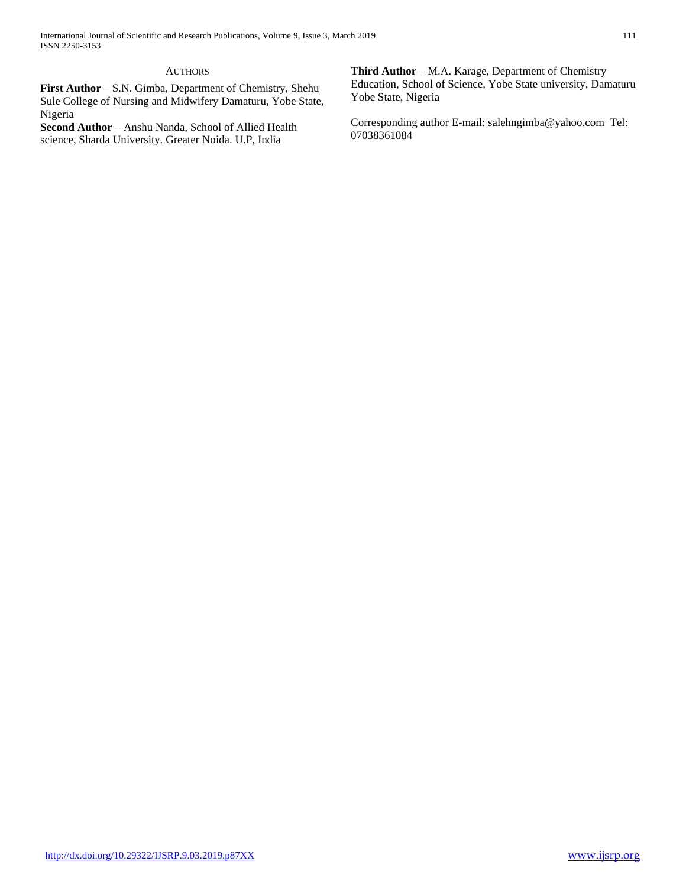## AUTHORS

**First Author** – S.N. Gimba, Department of Chemistry, Shehu Sule College of Nursing and Midwifery Damaturu, Yobe State, Nigeria

**Second Author** – Anshu Nanda, School of Allied Health science, Sharda University. Greater Noida. U.P, India

**Third Author** – M.A. Karage, Department of Chemistry Education, School of Science, Yobe State university, Damaturu Yobe State, Nigeria

Corresponding author E-mail: salehngimba@yahoo.com Tel: 07038361084